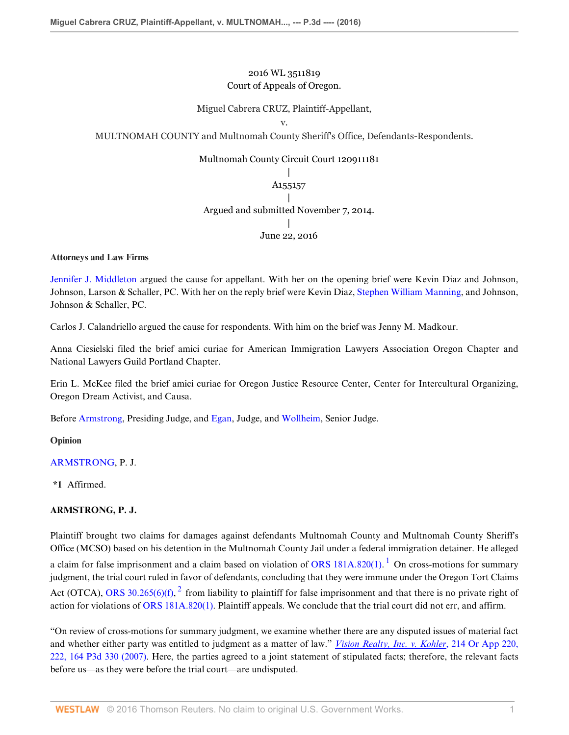2016 WL 3511819
Court of Appeals of Oregon.

Miguel Cabrera CRUZ, Plaintiff-Appellant,
v.
MULTNOMAH COUNTY and Multnomah County Sheriff's Office, Defendants-Respondents.

Multnomah County Circuit Court 120911181
|
A155157
|
Argued and submitted November 7, 2014.
|
June 22, 2016

**Attorneys and Law Firms**

Jennifer J. Middleton argued the cause for appellant. With her on the opening brief were Kevin Diaz and Johnson, Johnson, Larson & Schaller, PC. With her on the reply brief were Kevin Diaz, Stephen William Manning, and Johnson, Johnson & Schaller, PC.

Carlos J. Calandriello argued the cause for respondents. With him on the brief was Jenny M. Madkour.

Anna Ciesielski filed the brief amici curiae for American Immigration Lawyers Association Oregon Chapter and National Lawyers Guild Portland Chapter.

Erin L. McKee filed the brief amici curiae for Oregon Justice Resource Center, Center for Intercultural Organizing, Oregon Dream Activist, and Causa.

Before Armstrong, Presiding Judge, and Egan, Judge, and Wollheim, Senior Judge.

**Opinion**

ARMSTRONG, P. J.

**\*1** Affirmed.

**ARMSTRONG, P. J.**

Plaintiff brought two claims for damages against defendants Multnomah County and Multnomah County Sheriff's Office (MCSO) based on his detention in the Multnomah County Jail under a federal immigration detainer. He alleged a claim for false imprisonment and a claim based on violation of ORS 181A.820(1).[1] On cross-motions for summary judgment, the trial court ruled in favor of defendants, concluding that they were immune under the Oregon Tort Claims Act (OTCA), ORS 30.265(6)(f),[2] from liability to plaintiff for false imprisonment and that there is no private right of action for violations of ORS 181A.820(1). Plaintiff appeals. We conclude that the trial court did not err, and affirm.

"On review of cross-motions for summary judgment, we examine whether there are any disputed issues of material fact and whether either party was entitled to judgment as a matter of law." *Vision Realty, Inc. v. Kohler*, 214 Or App 220, 222, 164 P3d 330 (2007). Here, the parties agreed to a joint statement of stipulated facts; therefore, the relevant facts before us—as they were before the trial court—are undisputed.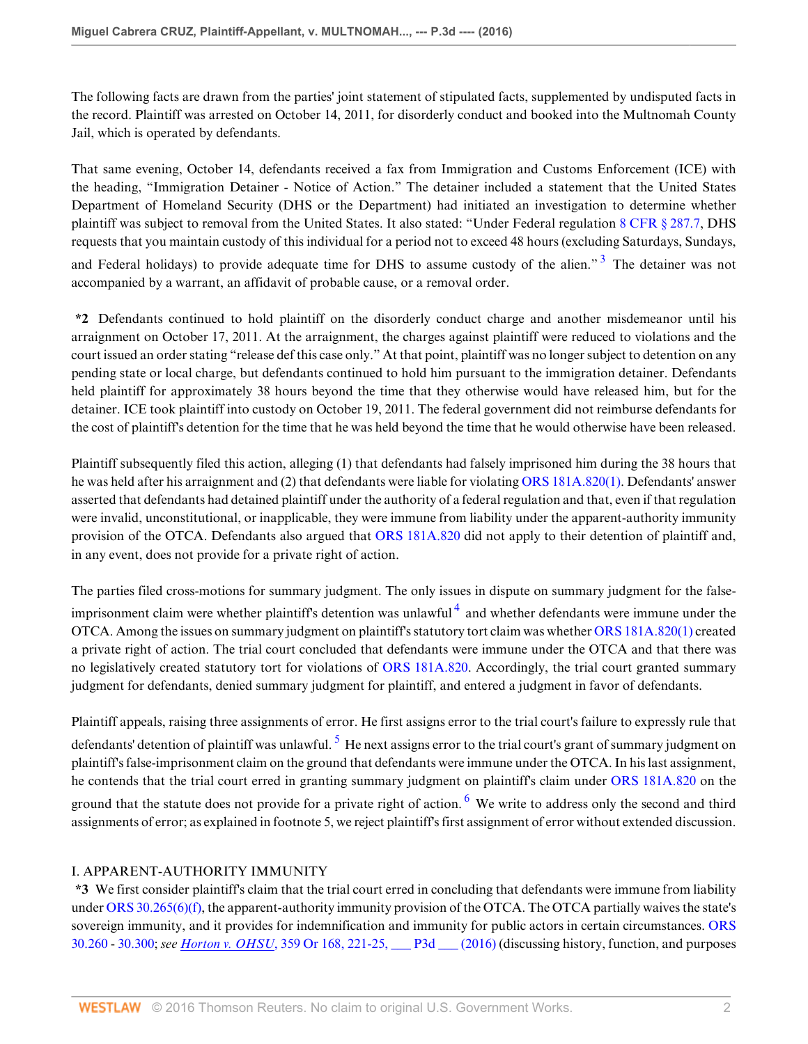The following facts are drawn from the parties' joint statement of stipulated facts, supplemented by undisputed facts in the record. Plaintiff was arrested on October 14, 2011, for disorderly conduct and booked into the Multnomah County Jail, which is operated by defendants.

That same evening, October 14, defendants received a fax from Immigration and Customs Enforcement (ICE) with the heading, "Immigration Detainer - Notice of Action." The detainer included a statement that the United States Department of Homeland Security (DHS or the Department) had initiated an investigation to determine whether plaintiff was subject to removal from the United States. It also stated: "Under Federal regulation 8 CFR § 287.7, DHS requests that you maintain custody of this individual for a period not to exceed 48 hours (excluding Saturdays, Sundays, and Federal holidays) to provide adequate time for DHS to assume custody of the alien."[3] The detainer was not accompanied by a warrant, an affidavit of probable cause, or a removal order.

**\*2** Defendants continued to hold plaintiff on the disorderly conduct charge and another misdemeanor until his arraignment on October 17, 2011. At the arraignment, the charges against plaintiff were reduced to violations and the court issued an order stating "release def this case only." At that point, plaintiff was no longer subject to detention on any pending state or local charge, but defendants continued to hold him pursuant to the immigration detainer. Defendants held plaintiff for approximately 38 hours beyond the time that they otherwise would have released him, but for the detainer. ICE took plaintiff into custody on October 19, 2011. The federal government did not reimburse defendants for the cost of plaintiff's detention for the time that he was held beyond the time that he would otherwise have been released.

Plaintiff subsequently filed this action, alleging (1) that defendants had falsely imprisoned him during the 38 hours that he was held after his arraignment and (2) that defendants were liable for violating ORS 181A.820(1). Defendants' answer asserted that defendants had detained plaintiff under the authority of a federal regulation and that, even if that regulation were invalid, unconstitutional, or inapplicable, they were immune from liability under the apparent-authority immunity provision of the OTCA. Defendants also argued that ORS 181A.820 did not apply to their detention of plaintiff and, in any event, does not provide for a private right of action.

The parties filed cross-motions for summary judgment. The only issues in dispute on summary judgment for the false-imprisonment claim were whether plaintiff's detention was unlawful[4] and whether defendants were immune under the OTCA. Among the issues on summary judgment on plaintiff's statutory tort claim was whether ORS 181A.820(1) created a private right of action. The trial court concluded that defendants were immune under the OTCA and that there was no legislatively created statutory tort for violations of ORS 181A.820. Accordingly, the trial court granted summary judgment for defendants, denied summary judgment for plaintiff, and entered a judgment in favor of defendants.

Plaintiff appeals, raising three assignments of error. He first assigns error to the trial court's failure to expressly rule that defendants' detention of plaintiff was unlawful.[5] He next assigns error to the trial court's grant of summary judgment on plaintiff's false-imprisonment claim on the ground that defendants were immune under the OTCA. In his last assignment, he contends that the trial court erred in granting summary judgment on plaintiff's claim under ORS 181A.820 on the ground that the statute does not provide for a private right of action.[6] We write to address only the second and third assignments of error; as explained in footnote 5, we reject plaintiff's first assignment of error without extended discussion.

## I. APPARENT-AUTHORITY IMMUNITY

**\*3** We first consider plaintiff's claim that the trial court erred in concluding that defendants were immune from liability under ORS 30.265(6)(f), the apparent-authority immunity provision of the OTCA. The OTCA partially waives the state's sovereign immunity, and it provides for indemnification and immunity for public actors in certain circumstances. ORS 30.260 - 30.300; *see* *Horton v. OHSU*, 359 Or 168, 221-25, ___ P3d ___ (2016) (discussing history, function, and purposes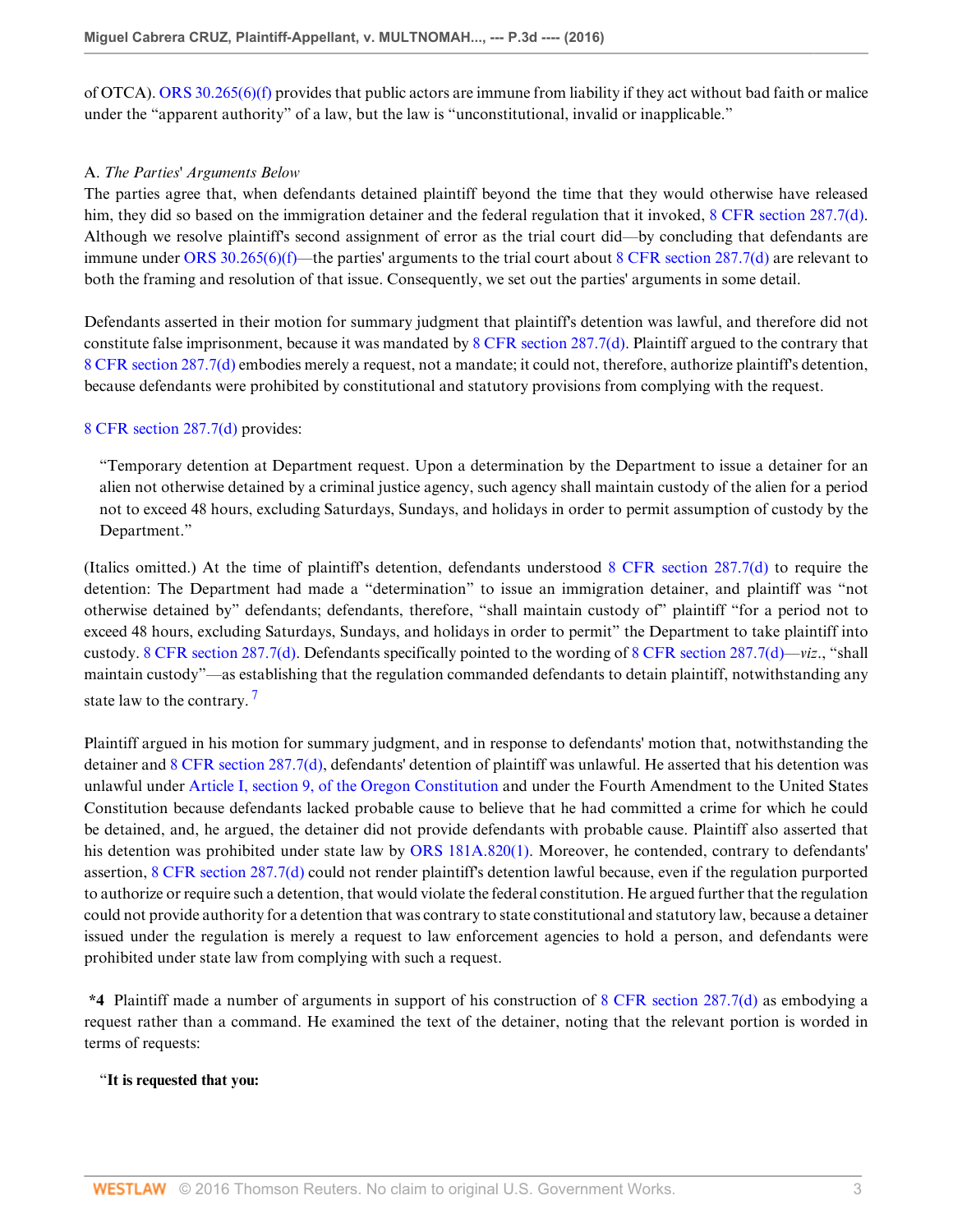of OTCA). ORS 30.265(6)(f) provides that public actors are immune from liability if they act without bad faith or malice under the "apparent authority" of a law, but the law is "unconstitutional, invalid or inapplicable."

A. *The Parties' Arguments Below*

The parties agree that, when defendants detained plaintiff beyond the time that they would otherwise have released him, they did so based on the immigration detainer and the federal regulation that it invoked, 8 CFR section 287.7(d). Although we resolve plaintiff's second assignment of error as the trial court did—by concluding that defendants are immune under ORS 30.265(6)(f)—the parties' arguments to the trial court about 8 CFR section 287.7(d) are relevant to both the framing and resolution of that issue. Consequently, we set out the parties' arguments in some detail.

Defendants asserted in their motion for summary judgment that plaintiff's detention was lawful, and therefore did not constitute false imprisonment, because it was mandated by 8 CFR section 287.7(d). Plaintiff argued to the contrary that 8 CFR section 287.7(d) embodies merely a request, not a mandate; it could not, therefore, authorize plaintiff's detention, because defendants were prohibited by constitutional and statutory provisions from complying with the request.

8 CFR section 287.7(d) provides:

> "Temporary detention at Department request. Upon a determination by the Department to issue a detainer for an alien not otherwise detained by a criminal justice agency, such agency shall maintain custody of the alien for a period not to exceed 48 hours, excluding Saturdays, Sundays, and holidays in order to permit assumption of custody by the Department."

(Italics omitted.) At the time of plaintiff's detention, defendants understood 8 CFR section 287.7(d) to require the detention: The Department had made a "determination" to issue an immigration detainer, and plaintiff was "not otherwise detained by" defendants; defendants, therefore, "shall maintain custody of" plaintiff "for a period not to exceed 48 hours, excluding Saturdays, Sundays, and holidays in order to permit" the Department to take plaintiff into custody. 8 CFR section 287.7(d). Defendants specifically pointed to the wording of 8 CFR section 287.7(d)—*viz*., "shall maintain custody"—as establishing that the regulation commanded defendants to detain plaintiff, notwithstanding any state law to the contrary. [7]

Plaintiff argued in his motion for summary judgment, and in response to defendants' motion that, notwithstanding the detainer and 8 CFR section 287.7(d), defendants' detention of plaintiff was unlawful. He asserted that his detention was unlawful under Article I, section 9, of the Oregon Constitution and under the Fourth Amendment to the United States Constitution because defendants lacked probable cause to believe that he had committed a crime for which he could be detained, and, he argued, the detainer did not provide defendants with probable cause. Plaintiff also asserted that his detention was prohibited under state law by ORS 181A.820(1). Moreover, he contended, contrary to defendants' assertion, 8 CFR section 287.7(d) could not render plaintiff's detention lawful because, even if the regulation purported to authorize or require such a detention, that would violate the federal constitution. He argued further that the regulation could not provide authority for a detention that was contrary to state constitutional and statutory law, because a detainer issued under the regulation is merely a request to law enforcement agencies to hold a person, and defendants were prohibited under state law from complying with such a request.

**\*4** Plaintiff made a number of arguments in support of his construction of 8 CFR section 287.7(d) as embodying a request rather than a command. He examined the text of the detainer, noting that the relevant portion is worded in terms of requests:

> "**It is requested that you:**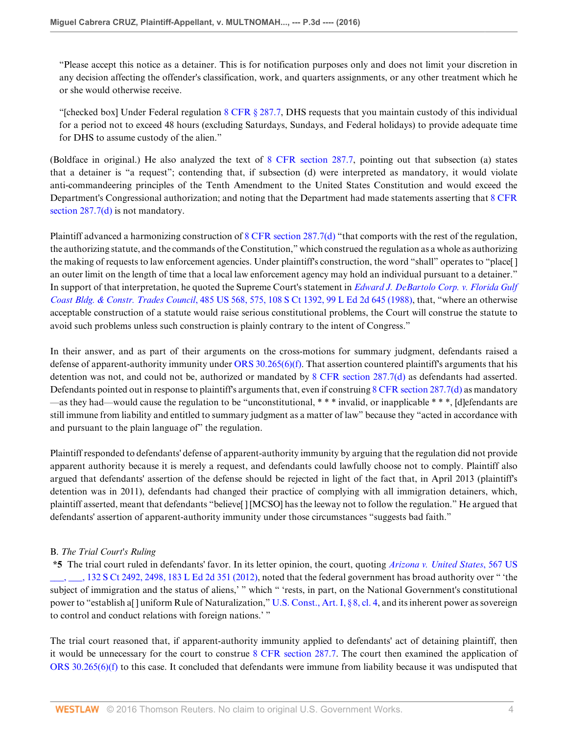> "Please accept this notice as a detainer. This is for notification purposes only and does not limit your discretion in any decision affecting the offender's classification, work, and quarters assignments, or any other treatment which he or she would otherwise receive.
>
> "[checked box] Under Federal regulation 8 CFR § 287.7, DHS requests that you maintain custody of this individual for a period not to exceed 48 hours (excluding Saturdays, Sundays, and Federal holidays) to provide adequate time for DHS to assume custody of the alien."

(Boldface in original.) He also analyzed the text of 8 CFR section 287.7, pointing out that subsection (a) states that a detainer is "a request"; contending that, if subsection (d) were interpreted as mandatory, it would violate anti-commandeering principles of the Tenth Amendment to the United States Constitution and would exceed the Department's Congressional authorization; and noting that the Department had made statements asserting that 8 CFR section 287.7(d) is not mandatory.

Plaintiff advanced a harmonizing construction of 8 CFR section 287.7(d) "that comports with the rest of the regulation, the authorizing statute, and the commands of the Constitution," which construed the regulation as a whole as authorizing the making of requests to law enforcement agencies. Under plaintiff's construction, the word "shall" operates to "place[ ] an outer limit on the length of time that a local law enforcement agency may hold an individual pursuant to a detainer." In support of that interpretation, he quoted the Supreme Court's statement in *Edward J. DeBartolo Corp. v. Florida Gulf Coast Bldg. & Constr. Trades Council*, 485 US 568, 575, 108 S Ct 1392, 99 L Ed 2d 645 (1988), that, "where an otherwise acceptable construction of a statute would raise serious constitutional problems, the Court will construe the statute to avoid such problems unless such construction is plainly contrary to the intent of Congress."

In their answer, and as part of their arguments on the cross-motions for summary judgment, defendants raised a defense of apparent-authority immunity under ORS 30.265(6)(f). That assertion countered plaintiff's arguments that his detention was not, and could not be, authorized or mandated by 8 CFR section 287.7(d) as defendants had asserted. Defendants pointed out in response to plaintiff's arguments that, even if construing 8 CFR section 287.7(d) as mandatory—as they had—would cause the regulation to be "unconstitutional, * * * invalid, or inapplicable * * *, [d]efendants are still immune from liability and entitled to summary judgment as a matter of law" because they "acted in accordance with and pursuant to the plain language of" the regulation.

Plaintiff responded to defendants' defense of apparent-authority immunity by arguing that the regulation did not provide apparent authority because it is merely a request, and defendants could lawfully choose not to comply. Plaintiff also argued that defendants' assertion of the defense should be rejected in light of the fact that, in April 2013 (plaintiff's detention was in 2011), defendants had changed their practice of complying with all immigration detainers, which, plaintiff asserted, meant that defendants "believe[ ] [MCSO] has the leeway not to follow the regulation." He argued that defendants' assertion of apparent-authority immunity under those circumstances "suggests bad faith."

### B. *The Trial Court's Ruling*

**\*5** The trial court ruled in defendants' favor. In its letter opinion, the court, quoting *Arizona v. United States*, 567 US ___, ___, 132 S Ct 2492, 2498, 183 L Ed 2d 351 (2012), noted that the federal government has broad authority over " 'the subject of immigration and the status of aliens,' " which " 'rests, in part, on the National Government's constitutional power to "establish a[ ] uniform Rule of Naturalization," U.S. Const., Art. I, § 8, cl. 4, and its inherent power as sovereign to control and conduct relations with foreign nations.' "

The trial court reasoned that, if apparent-authority immunity applied to defendants' act of detaining plaintiff, then it would be unnecessary for the court to construe 8 CFR section 287.7. The court then examined the application of ORS 30.265(6)(f) to this case. It concluded that defendants were immune from liability because it was undisputed that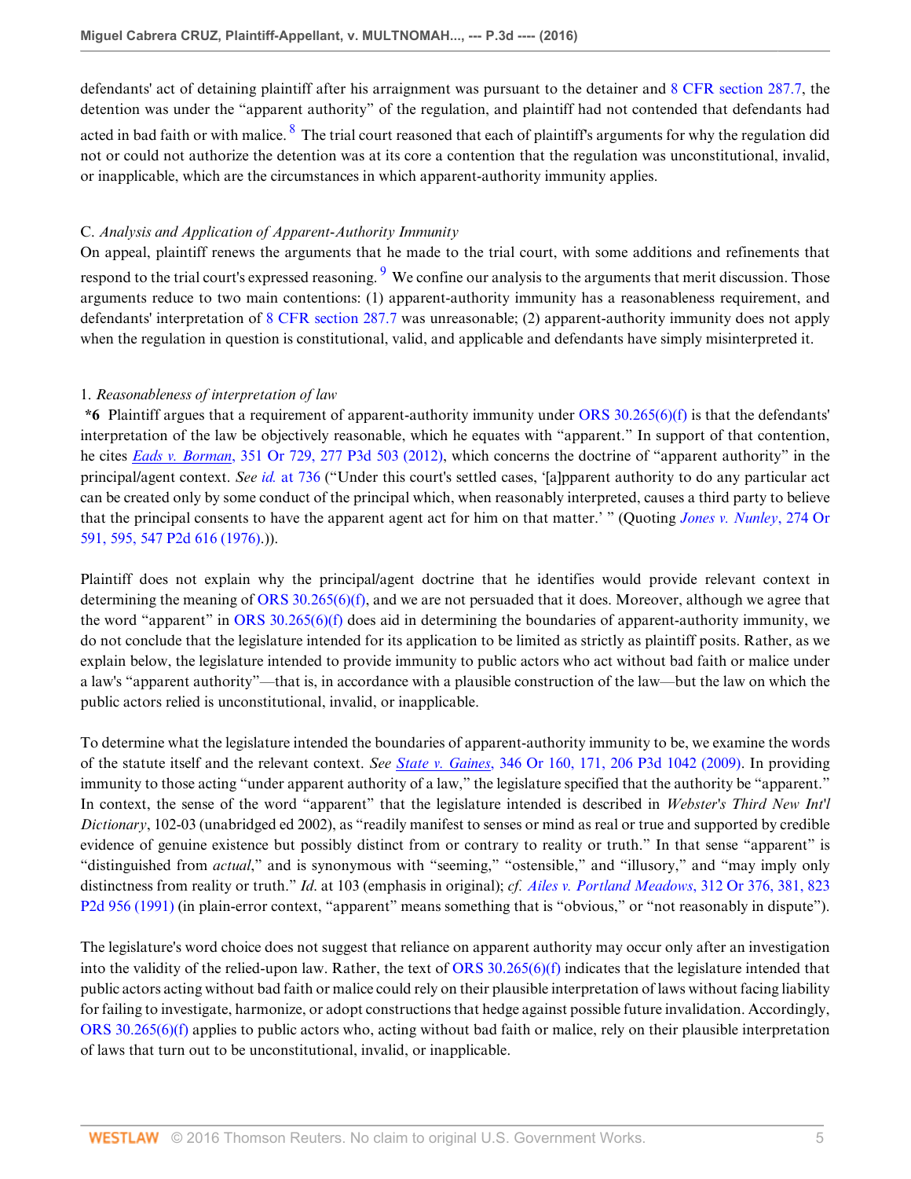defendants' act of detaining plaintiff after his arraignment was pursuant to the detainer and 8 CFR section 287.7, the detention was under the "apparent authority" of the regulation, and plaintiff had not contended that defendants had acted in bad faith or with malice. [8] The trial court reasoned that each of plaintiff's arguments for why the regulation did not or could not authorize the detention was at its core a contention that the regulation was unconstitutional, invalid, or inapplicable, which are the circumstances in which apparent-authority immunity applies.

C. *Analysis and Application of Apparent-Authority Immunity*

On appeal, plaintiff renews the arguments that he made to the trial court, with some additions and refinements that respond to the trial court's expressed reasoning. [9] We confine our analysis to the arguments that merit discussion. Those arguments reduce to two main contentions: (1) apparent-authority immunity has a reasonableness requirement, and defendants' interpretation of 8 CFR section 287.7 was unreasonable; (2) apparent-authority immunity does not apply when the regulation in question is constitutional, valid, and applicable and defendants have simply misinterpreted it.

1. *Reasonableness of interpretation of law*

**\*6** Plaintiff argues that a requirement of apparent-authority immunity under ORS 30.265(6)(f) is that the defendants' interpretation of the law be objectively reasonable, which he equates with "apparent." In support of that contention, he cites *Eads v. Borman*, 351 Or 729, 277 P3d 503 (2012), which concerns the doctrine of "apparent authority" in the principal/agent context. *See id.* at 736 ("Under this court's settled cases, '[a]pparent authority to do any particular act can be created only by some conduct of the principal which, when reasonably interpreted, causes a third party to believe that the principal consents to have the apparent agent act for him on that matter.' " (Quoting *Jones v. Nunley*, 274 Or 591, 595, 547 P2d 616 (1976).)).

Plaintiff does not explain why the principal/agent doctrine that he identifies would provide relevant context in determining the meaning of ORS 30.265(6)(f), and we are not persuaded that it does. Moreover, although we agree that the word "apparent" in ORS 30.265(6)(f) does aid in determining the boundaries of apparent-authority immunity, we do not conclude that the legislature intended for its application to be limited as strictly as plaintiff posits. Rather, as we explain below, the legislature intended to provide immunity to public actors who act without bad faith or malice under a law's "apparent authority"—that is, in accordance with a plausible construction of the law—but the law on which the public actors relied is unconstitutional, invalid, or inapplicable.

To determine what the legislature intended the boundaries of apparent-authority immunity to be, we examine the words of the statute itself and the relevant context. *See State v. Gaines*, 346 Or 160, 171, 206 P3d 1042 (2009). In providing immunity to those acting "under apparent authority of a law," the legislature specified that the authority be "apparent." In context, the sense of the word "apparent" that the legislature intended is described in *Webster's Third New Int'l Dictionary*, 102-03 (unabridged ed 2002), as "readily manifest to senses or mind as real or true and supported by credible evidence of genuine existence but possibly distinct from or contrary to reality or truth." In that sense "apparent" is "distinguished from *actual*," and is synonymous with "seeming," "ostensible," and "illusory," and "may imply only distinctness from reality or truth." *Id.* at 103 (emphasis in original); *cf. Ailes v. Portland Meadows*, 312 Or 376, 381, 823 P2d 956 (1991) (in plain-error context, "apparent" means something that is "obvious," or "not reasonably in dispute").

The legislature's word choice does not suggest that reliance on apparent authority may occur only after an investigation into the validity of the relied-upon law. Rather, the text of ORS 30.265(6)(f) indicates that the legislature intended that public actors acting without bad faith or malice could rely on their plausible interpretation of laws without facing liability for failing to investigate, harmonize, or adopt constructions that hedge against possible future invalidation. Accordingly, ORS 30.265(6)(f) applies to public actors who, acting without bad faith or malice, rely on their plausible interpretation of laws that turn out to be unconstitutional, invalid, or inapplicable.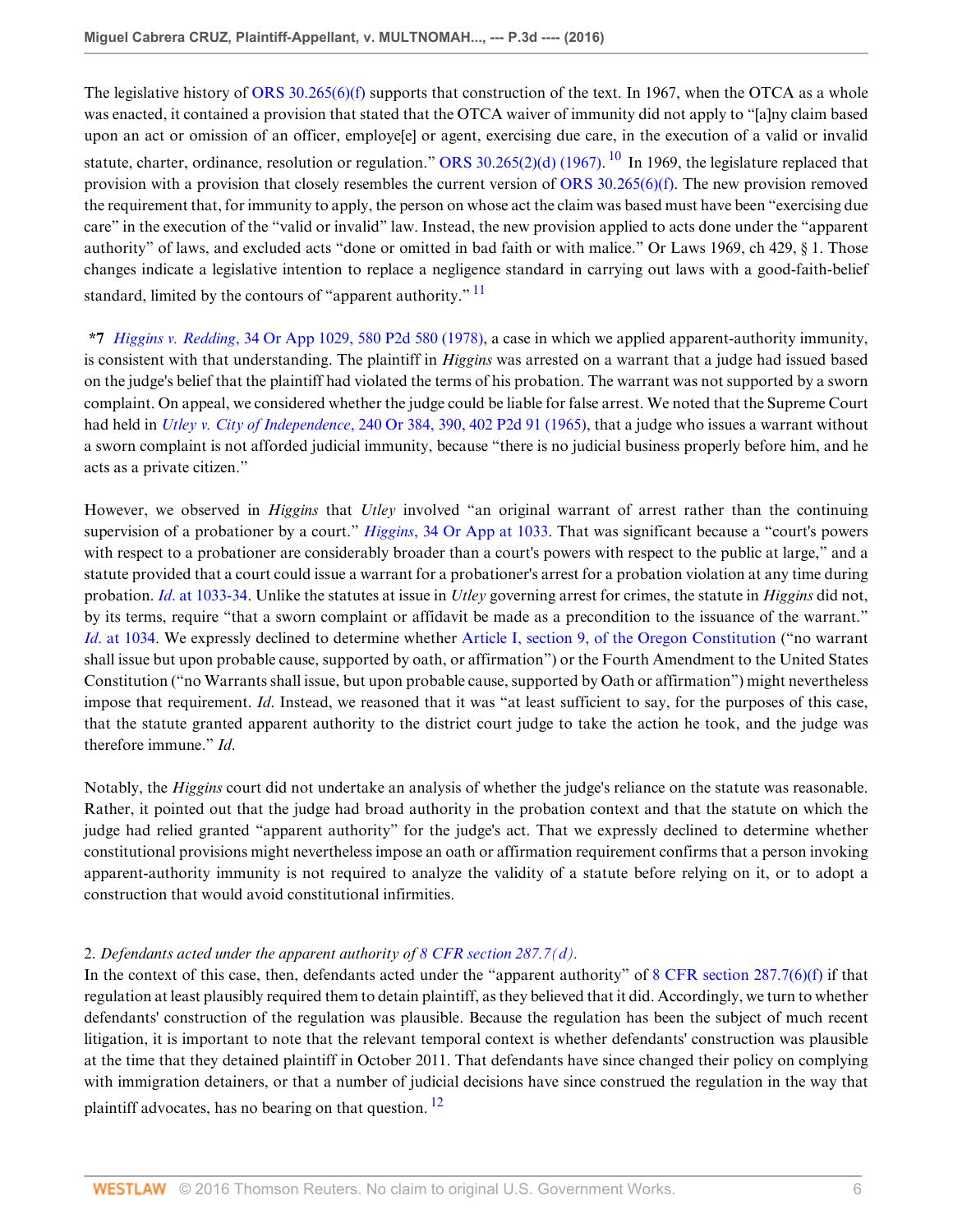The legislative history of ORS 30.265(6)(f) supports that construction of the text. In 1967, when the OTCA as a whole was enacted, it contained a provision that stated that the OTCA waiver of immunity did not apply to "[a]ny claim based upon an act or omission of an officer, employe[e] or agent, exercising due care, in the execution of a valid or invalid statute, charter, ordinance, resolution or regulation." ORS 30.265(2)(d) (1967).[10] In 1969, the legislature replaced that provision with a provision that closely resembles the current version of ORS 30.265(6)(f). The new provision removed the requirement that, for immunity to apply, the person on whose act the claim was based must have been "exercising due care" in the execution of the "valid or invalid" law. Instead, the new provision applied to acts done under the "apparent authority" of laws, and excluded acts "done or omitted in bad faith or with malice." Or Laws 1969, ch 429, § 1. Those changes indicate a legislative intention to replace a negligence standard in carrying out laws with a good-faith-belief standard, limited by the contours of "apparent authority."[11]

**\*7** *Higgins v. Redding*, 34 Or App 1029, 580 P2d 580 (1978), a case in which we applied apparent-authority immunity, is consistent with that understanding. The plaintiff in *Higgins* was arrested on a warrant that a judge had issued based on the judge's belief that the plaintiff had violated the terms of his probation. The warrant was not supported by a sworn complaint. On appeal, we considered whether the judge could be liable for false arrest. We noted that the Supreme Court had held in *Utley v. City of Independence*, 240 Or 384, 390, 402 P2d 91 (1965), that a judge who issues a warrant without a sworn complaint is not afforded judicial immunity, because "there is no judicial business properly before him, and he acts as a private citizen."

However, we observed in *Higgins* that *Utley* involved "an original warrant of arrest rather than the continuing supervision of a probationer by a court." *Higgins*, 34 Or App at 1033. That was significant because a "court's powers with respect to a probationer are considerably broader than a court's powers with respect to the public at large," and a statute provided that a court could issue a warrant for a probationer's arrest for a probation violation at any time during probation. *Id.* at 1033-34. Unlike the statutes at issue in *Utley* governing arrest for crimes, the statute in *Higgins* did not, by its terms, require "that a sworn complaint or affidavit be made as a precondition to the issuance of the warrant." *Id.* at 1034. We expressly declined to determine whether Article I, section 9, of the Oregon Constitution ("no warrant shall issue but upon probable cause, supported by oath, or affirmation") or the Fourth Amendment to the United States Constitution ("no Warrants shall issue, but upon probable cause, supported by Oath or affirmation") might nevertheless impose that requirement. *Id.* Instead, we reasoned that it was "at least sufficient to say, for the purposes of this case, that the statute granted apparent authority to the district court judge to take the action he took, and the judge was therefore immune." *Id.*

Notably, the *Higgins* court did not undertake an analysis of whether the judge's reliance on the statute was reasonable. Rather, it pointed out that the judge had broad authority in the probation context and that the statute on which the judge had relied granted "apparent authority" for the judge's act. That we expressly declined to determine whether constitutional provisions might nevertheless impose an oath or affirmation requirement confirms that a person invoking apparent-authority immunity is not required to analyze the validity of a statute before relying on it, or to adopt a construction that would avoid constitutional infirmities.

2. *Defendants acted under the apparent authority of 8 CFR section 287.7(d).*

In the context of this case, then, defendants acted under the "apparent authority" of 8 CFR section 287.7(6)(f) if that regulation at least plausibly required them to detain plaintiff, as they believed that it did. Accordingly, we turn to whether defendants' construction of the regulation was plausible. Because the regulation has been the subject of much recent litigation, it is important to note that the relevant temporal context is whether defendants' construction was plausible at the time that they detained plaintiff in October 2011. That defendants have since changed their policy on complying with immigration detainers, or that a number of judicial decisions have since construed the regulation in the way that plaintiff advocates, has no bearing on that question.[12]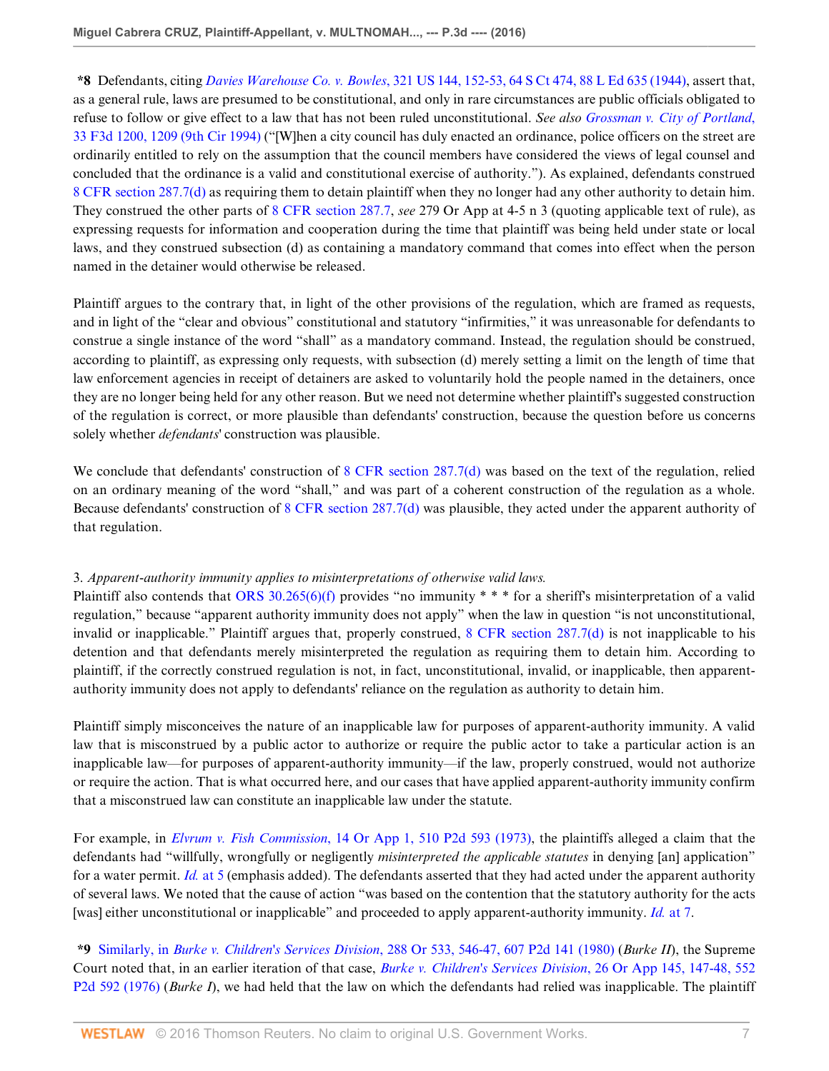**\*8** Defendants, citing *Davies Warehouse Co. v. Bowles*, 321 US 144, 152-53, 64 S Ct 474, 88 L Ed 635 (1944), assert that, as a general rule, laws are presumed to be constitutional, and only in rare circumstances are public officials obligated to refuse to follow or give effect to a law that has not been ruled unconstitutional. *See also Grossman v. City of Portland*, 33 F3d 1200, 1209 (9th Cir 1994) ("[W]hen a city council has duly enacted an ordinance, police officers on the street are ordinarily entitled to rely on the assumption that the council members have considered the views of legal counsel and concluded that the ordinance is a valid and constitutional exercise of authority."). As explained, defendants construed 8 CFR section 287.7(d) as requiring them to detain plaintiff when they no longer had any other authority to detain him. They construed the other parts of 8 CFR section 287.7, *see* 279 Or App at 4-5 n 3 (quoting applicable text of rule), as expressing requests for information and cooperation during the time that plaintiff was being held under state or local laws, and they construed subsection (d) as containing a mandatory command that comes into effect when the person named in the detainer would otherwise be released.

Plaintiff argues to the contrary that, in light of the other provisions of the regulation, which are framed as requests, and in light of the "clear and obvious" constitutional and statutory "infirmities," it was unreasonable for defendants to construe a single instance of the word "shall" as a mandatory command. Instead, the regulation should be construed, according to plaintiff, as expressing only requests, with subsection (d) merely setting a limit on the length of time that law enforcement agencies in receipt of detainers are asked to voluntarily hold the people named in the detainers, once they are no longer being held for any other reason. But we need not determine whether plaintiff's suggested construction of the regulation is correct, or more plausible than defendants' construction, because the question before us concerns solely whether *defendants*' construction was plausible.

We conclude that defendants' construction of 8 CFR section 287.7(d) was based on the text of the regulation, relied on an ordinary meaning of the word "shall," and was part of a coherent construction of the regulation as a whole. Because defendants' construction of 8 CFR section 287.7(d) was plausible, they acted under the apparent authority of that regulation.

3. *Apparent-authority immunity applies to misinterpretations of otherwise valid laws.*

Plaintiff also contends that ORS 30.265(6)(f) provides "no immunity * * * for a sheriff's misinterpretation of a valid regulation," because "apparent authority immunity does not apply" when the law in question "is not unconstitutional, invalid or inapplicable." Plaintiff argues that, properly construed, 8 CFR section 287.7(d) is not inapplicable to his detention and that defendants merely misinterpreted the regulation as requiring them to detain him. According to plaintiff, if the correctly construed regulation is not, in fact, unconstitutional, invalid, or inapplicable, then apparent-authority immunity does not apply to defendants' reliance on the regulation as authority to detain him.

Plaintiff simply misconceives the nature of an inapplicable law for purposes of apparent-authority immunity. A valid law that is misconstrued by a public actor to authorize or require the public actor to take a particular action is an inapplicable law—for purposes of apparent-authority immunity—if the law, properly construed, would not authorize or require the action. That is what occurred here, and our cases that have applied apparent-authority immunity confirm that a misconstrued law can constitute an inapplicable law under the statute.

For example, in *Elvrum v. Fish Commission*, 14 Or App 1, 510 P2d 593 (1973), the plaintiffs alleged a claim that the defendants had "willfully, wrongfully or negligently *misinterpreted the applicable statutes* in denying [an] application" for a water permit. *Id.* at 5 (emphasis added). The defendants asserted that they had acted under the apparent authority of several laws. We noted that the cause of action "was based on the contention that the statutory authority for the acts [was] either unconstitutional or inapplicable" and proceeded to apply apparent-authority immunity. *Id.* at 7.

**\*9** Similarly, in *Burke v. Children's Services Division*, 288 Or 533, 546-47, 607 P2d 141 (1980) (*Burke II*), the Supreme Court noted that, in an earlier iteration of that case, *Burke v. Children's Services Division*, 26 Or App 145, 147-48, 552 P2d 592 (1976) (*Burke I*), we had held that the law on which the defendants had relied was inapplicable. The plaintiff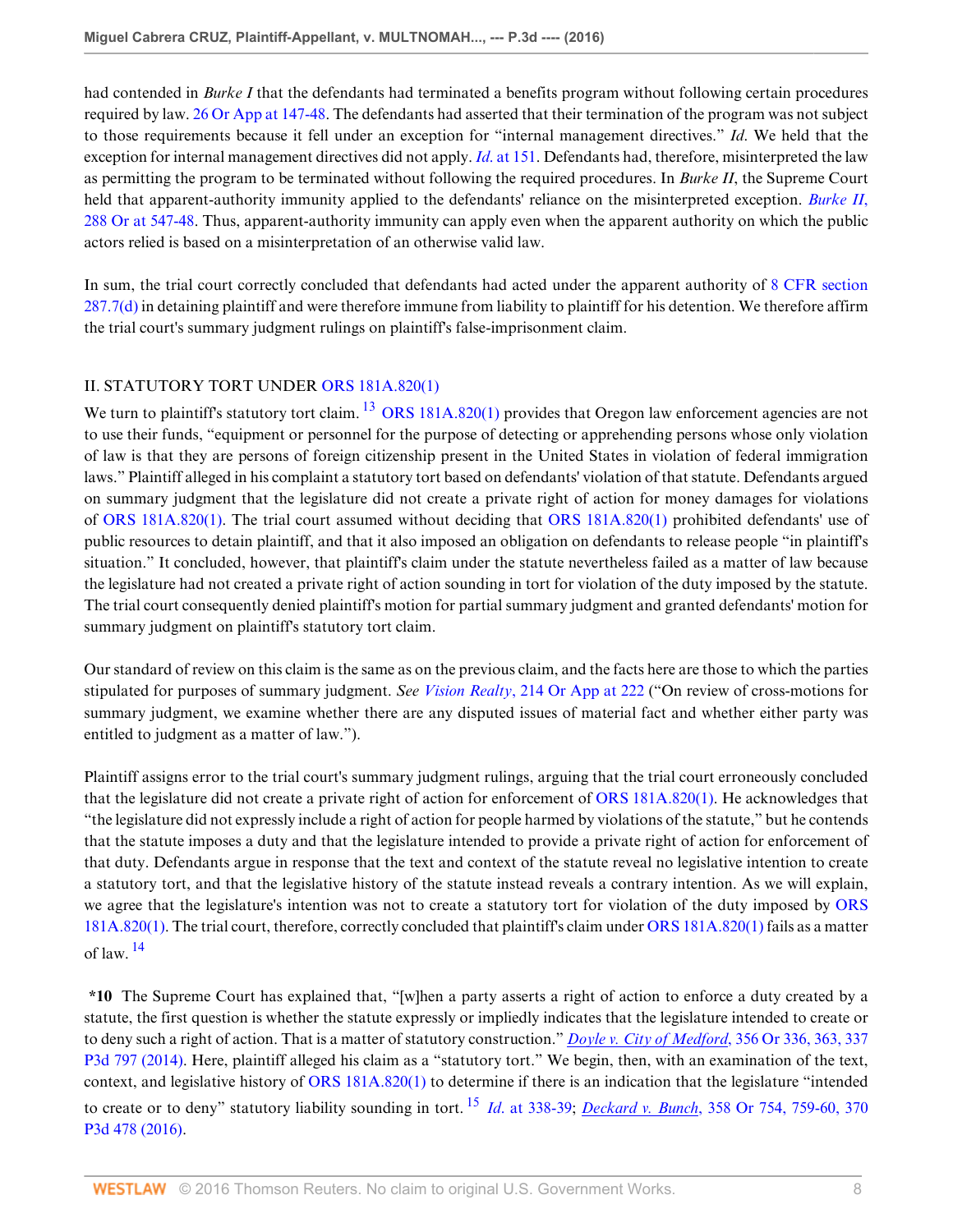had contended in *Burke I* that the defendants had terminated a benefits program without following certain procedures required by law. 26 Or App at 147-48. The defendants had asserted that their termination of the program was not subject to those requirements because it fell under an exception for "internal management directives." *Id.* We held that the exception for internal management directives did not apply. *Id.* at 151. Defendants had, therefore, misinterpreted the law as permitting the program to be terminated without following the required procedures. In *Burke II*, the Supreme Court held that apparent-authority immunity applied to the defendants' reliance on the misinterpreted exception. *Burke II*, 288 Or at 547-48. Thus, apparent-authority immunity can apply even when the apparent authority on which the public actors relied is based on a misinterpretation of an otherwise valid law.

In sum, the trial court correctly concluded that defendants had acted under the apparent authority of 8 CFR section 287.7(d) in detaining plaintiff and were therefore immune from liability to plaintiff for his detention. We therefore affirm the trial court's summary judgment rulings on plaintiff's false-imprisonment claim.

## II. STATUTORY TORT UNDER ORS 181A.820(1)

We turn to plaintiff's statutory tort claim. [13] ORS 181A.820(1) provides that Oregon law enforcement agencies are not to use their funds, "equipment or personnel for the purpose of detecting or apprehending persons whose only violation of law is that they are persons of foreign citizenship present in the United States in violation of federal immigration laws." Plaintiff alleged in his complaint a statutory tort based on defendants' violation of that statute. Defendants argued on summary judgment that the legislature did not create a private right of action for money damages for violations of ORS 181A.820(1). The trial court assumed without deciding that ORS 181A.820(1) prohibited defendants' use of public resources to detain plaintiff, and that it also imposed an obligation on defendants to release people "in plaintiff's situation." It concluded, however, that plaintiff's claim under the statute nevertheless failed as a matter of law because the legislature had not created a private right of action sounding in tort for violation of the duty imposed by the statute. The trial court consequently denied plaintiff's motion for partial summary judgment and granted defendants' motion for summary judgment on plaintiff's statutory tort claim.

Our standard of review on this claim is the same as on the previous claim, and the facts here are those to which the parties stipulated for purposes of summary judgment. *See Vision Realty*, 214 Or App at 222 ("On review of cross-motions for summary judgment, we examine whether there are any disputed issues of material fact and whether either party was entitled to judgment as a matter of law.").

Plaintiff assigns error to the trial court's summary judgment rulings, arguing that the trial court erroneously concluded that the legislature did not create a private right of action for enforcement of ORS 181A.820(1). He acknowledges that "the legislature did not expressly include a right of action for people harmed by violations of the statute," but he contends that the statute imposes a duty and that the legislature intended to provide a private right of action for enforcement of that duty. Defendants argue in response that the text and context of the statute reveal no legislative intention to create a statutory tort, and that the legislative history of the statute instead reveals a contrary intention. As we will explain, we agree that the legislature's intention was not to create a statutory tort for violation of the duty imposed by ORS 181A.820(1). The trial court, therefore, correctly concluded that plaintiff's claim under ORS 181A.820(1) fails as a matter of law. [14]

**\*10** The Supreme Court has explained that, "[w]hen a party asserts a right of action to enforce a duty created by a statute, the first question is whether the statute expressly or impliedly indicates that the legislature intended to create or to deny such a right of action. That is a matter of statutory construction." *Doyle v. City of Medford*, 356 Or 336, 363, 337 P3d 797 (2014). Here, plaintiff alleged his claim as a "statutory tort." We begin, then, with an examination of the text, context, and legislative history of ORS 181A.820(1) to determine if there is an indication that the legislature "intended to create or to deny" statutory liability sounding in tort. [15] *Id.* at 338-39; *Deckard v. Bunch*, 358 Or 754, 759-60, 370 P3d 478 (2016).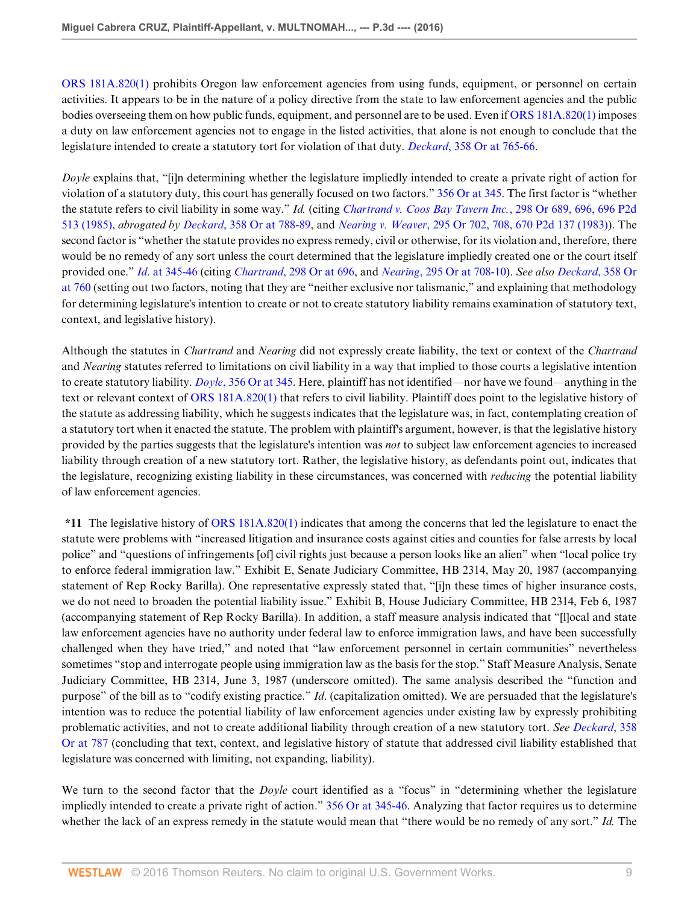ORS 181A.820(1) prohibits Oregon law enforcement agencies from using funds, equipment, or personnel on certain activities. It appears to be in the nature of a policy directive from the state to law enforcement agencies and the public bodies overseeing them on how public funds, equipment, and personnel are to be used. Even if ORS 181A.820(1) imposes a duty on law enforcement agencies not to engage in the listed activities, that alone is not enough to conclude that the legislature intended to create a statutory tort for violation of that duty. *Deckard*, 358 Or at 765-66.

*Doyle* explains that, "[i]n determining whether the legislature impliedly intended to create a private right of action for violation of a statutory duty, this court has generally focused on two factors." 356 Or at 345. The first factor is "whether the statute refers to civil liability in some way." *Id.* (citing *Chartrand v. Coos Bay Tavern Inc.*, 298 Or 689, 696, 696 P2d 513 (1985), *abrogated by Deckard*, 358 Or at 788-89, and *Nearing v. Weaver*, 295 Or 702, 708, 670 P2d 137 (1983)). The second factor is "whether the statute provides no express remedy, civil or otherwise, for its violation and, therefore, there would be no remedy of any sort unless the court determined that the legislature impliedly created one or the court itself provided one." *Id.* at 345-46 (citing *Chartrand*, 298 Or at 696, and *Nearing*, 295 Or at 708-10). *See also Deckard*, 358 Or at 760 (setting out two factors, noting that they are "neither exclusive nor talismanic," and explaining that methodology for determining legislature's intention to create or not to create statutory liability remains examination of statutory text, context, and legislative history).

Although the statutes in *Chartrand* and *Nearing* did not expressly create liability, the text or context of the *Chartrand* and *Nearing* statutes referred to limitations on civil liability in a way that implied to those courts a legislative intention to create statutory liability. *Doyle*, 356 Or at 345. Here, plaintiff has not identified—nor have we found—anything in the text or relevant context of ORS 181A.820(1) that refers to civil liability. Plaintiff does point to the legislative history of the statute as addressing liability, which he suggests indicates that the legislature was, in fact, contemplating creation of a statutory tort when it enacted the statute. The problem with plaintiff's argument, however, is that the legislative history provided by the parties suggests that the legislature's intention was *not* to subject law enforcement agencies to increased liability through creation of a new statutory tort. Rather, the legislative history, as defendants point out, indicates that the legislature, recognizing existing liability in these circumstances, was concerned with *reducing* the potential liability of law enforcement agencies.

**\*11** The legislative history of ORS 181A.820(1) indicates that among the concerns that led the legislature to enact the statute were problems with "increased litigation and insurance costs against cities and counties for false arrests by local police" and "questions of infringements [of] civil rights just because a person looks like an alien" when "local police try to enforce federal immigration law." Exhibit E, Senate Judiciary Committee, HB 2314, May 20, 1987 (accompanying statement of Rep Rocky Barilla). One representative expressly stated that, "[i]n these times of higher insurance costs, we do not need to broaden the potential liability issue." Exhibit B, House Judiciary Committee, HB 2314, Feb 6, 1987 (accompanying statement of Rep Rocky Barilla). In addition, a staff measure analysis indicated that "[l]ocal and state law enforcement agencies have no authority under federal law to enforce immigration laws, and have been successfully challenged when they have tried," and noted that "law enforcement personnel in certain communities" nevertheless sometimes "stop and interrogate people using immigration law as the basis for the stop." Staff Measure Analysis, Senate Judiciary Committee, HB 2314, June 3, 1987 (underscore omitted). The same analysis described the "function and purpose" of the bill as to "codify existing practice." *Id.* (capitalization omitted). We are persuaded that the legislature's intention was to reduce the potential liability of law enforcement agencies under existing law by expressly prohibiting problematic activities, and not to create additional liability through creation of a new statutory tort. *See Deckard*, 358 Or at 787 (concluding that text, context, and legislative history of statute that addressed civil liability established that legislature was concerned with limiting, not expanding, liability).

We turn to the second factor that the *Doyle* court identified as a "focus" in "determining whether the legislature impliedly intended to create a private right of action." 356 Or at 345-46. Analyzing that factor requires us to determine whether the lack of an express remedy in the statute would mean that "there would be no remedy of any sort." *Id.* The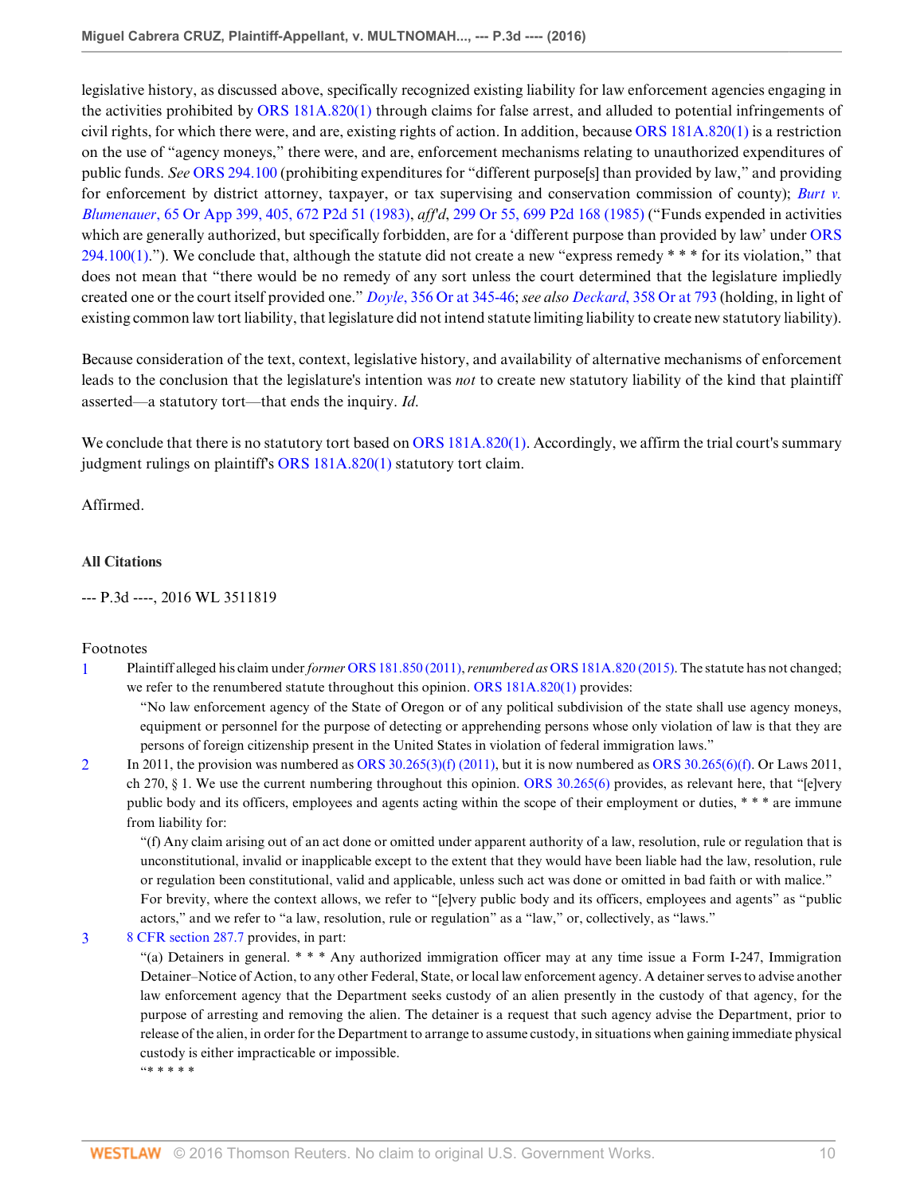legislative history, as discussed above, specifically recognized existing liability for law enforcement agencies engaging in the activities prohibited by ORS 181A.820(1) through claims for false arrest, and alluded to potential infringements of civil rights, for which there were, and are, existing rights of action. In addition, because ORS 181A.820(1) is a restriction on the use of "agency moneys," there were, and are, enforcement mechanisms relating to unauthorized expenditures of public funds. *See* ORS 294.100 (prohibiting expenditures for "different purpose[s] than provided by law," and providing for enforcement by district attorney, taxpayer, or tax supervising and conservation commission of county); *Burt v. Blumenauer*, 65 Or App 399, 405, 672 P2d 51 (1983), *aff'd*, 299 Or 55, 699 P2d 168 (1985) ("Funds expended in activities which are generally authorized, but specifically forbidden, are for a 'different purpose than provided by law' under ORS 294.100(1)."). We conclude that, although the statute did not create a new "express remedy * * * for its violation," that does not mean that "there would be no remedy of any sort unless the court determined that the legislature impliedly created one or the court itself provided one." *Doyle*, 356 Or at 345-46; *see also Deckard*, 358 Or at 793 (holding, in light of existing common law tort liability, that legislature did not intend statute limiting liability to create new statutory liability).

Because consideration of the text, context, legislative history, and availability of alternative mechanisms of enforcement leads to the conclusion that the legislature's intention was *not* to create new statutory liability of the kind that plaintiff asserted—a statutory tort—that ends the inquiry. *Id.*

We conclude that there is no statutory tort based on ORS 181A.820(1). Accordingly, we affirm the trial court's summary judgment rulings on plaintiff's ORS 181A.820(1) statutory tort claim.

Affirmed.

### All Citations

--- P.3d ----, 2016 WL 3511819

### Footnotes

1 Plaintiff alleged his claim under *former* ORS 181.850 (2011), *renumbered as* ORS 181A.820 (2015). The statute has not changed; we refer to the renumbered statute throughout this opinion. ORS 181A.820(1) provides:

> "No law enforcement agency of the State of Oregon or of any political subdivision of the state shall use agency moneys, equipment or personnel for the purpose of detecting or apprehending persons whose only violation of law is that they are persons of foreign citizenship present in the United States in violation of federal immigration laws."

2 In 2011, the provision was numbered as ORS 30.265(3)(f) (2011), but it is now numbered as ORS 30.265(6)(f). Or Laws 2011, ch 270, § 1. We use the current numbering throughout this opinion. ORS 30.265(6) provides, as relevant here, that "[e]very public body and its officers, employees and agents acting within the scope of their employment or duties, * * * are immune from liability for:

> "(f) Any claim arising out of an act done or omitted under apparent authority of a law, resolution, rule or regulation that is unconstitutional, invalid or inapplicable except to the extent that they would have been liable had the law, resolution, rule or regulation been constitutional, valid and applicable, unless such act was done or omitted in bad faith or with malice."
>
> For brevity, where the context allows, we refer to "[e]very public body and its officers, employees and agents" as "public actors," and we refer to "a law, resolution, rule or regulation" as a "law," or, collectively, as "laws."

3 8 CFR section 287.7 provides, in part:

> "(a) Detainers in general. * * * Any authorized immigration officer may at any time issue a Form I-247, Immigration Detainer–Notice of Action, to any other Federal, State, or local law enforcement agency. A detainer serves to advise another law enforcement agency that the Department seeks custody of an alien presently in the custody of that agency, for the purpose of arresting and removing the alien. The detainer is a request that such agency advise the Department, prior to release of the alien, in order for the Department to arrange to assume custody, in situations when gaining immediate physical custody is either impracticable or impossible.
>
> "* * * * *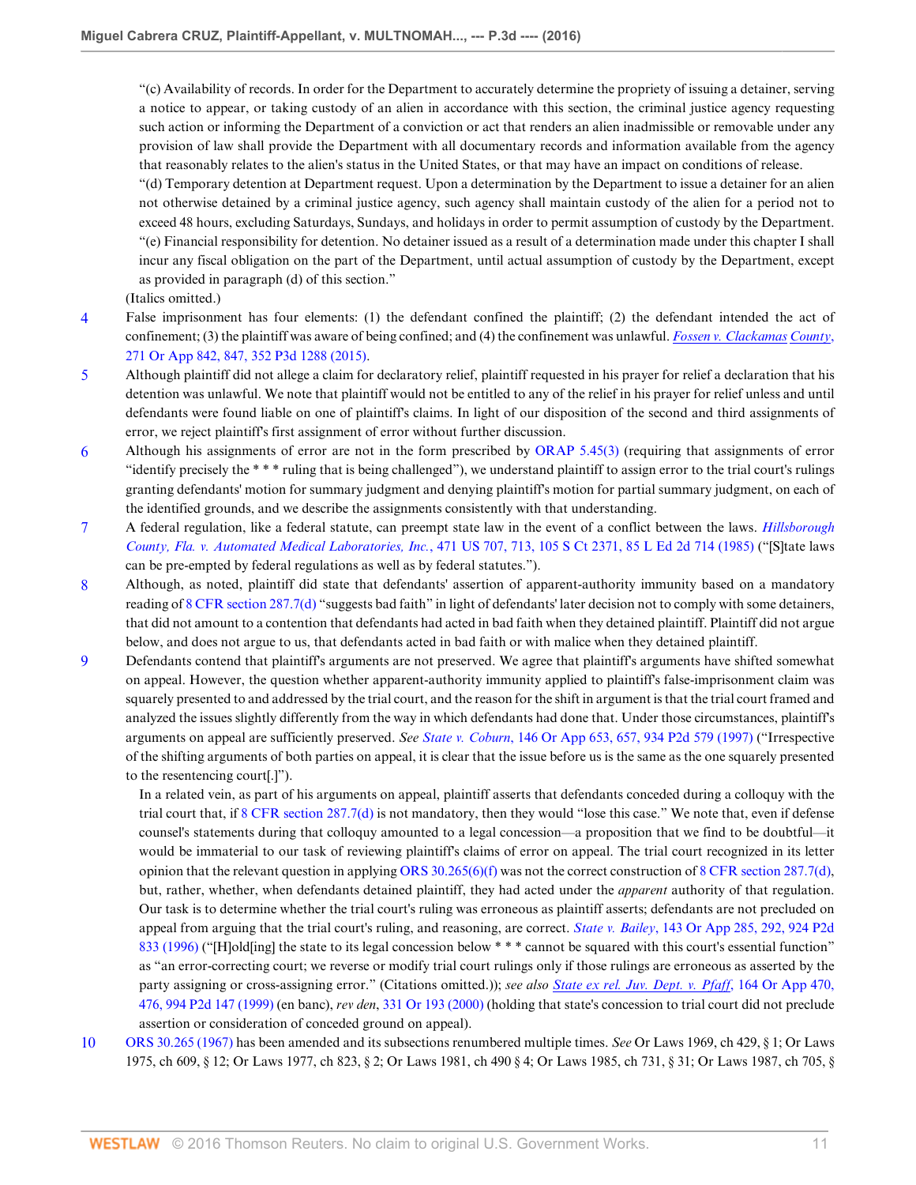"(c) Availability of records. In order for the Department to accurately determine the propriety of issuing a detainer, serving a notice to appear, or taking custody of an alien in accordance with this section, the criminal justice agency requesting such action or informing the Department of a conviction or act that renders an alien inadmissible or removable under any provision of law shall provide the Department with all documentary records and information available from the agency that reasonably relates to the alien's status in the United States, or that may have an impact on conditions of release.

"(d) Temporary detention at Department request. Upon a determination by the Department to issue a detainer for an alien not otherwise detained by a criminal justice agency, such agency shall maintain custody of the alien for a period not to exceed 48 hours, excluding Saturdays, Sundays, and holidays in order to permit assumption of custody by the Department.

"(e) Financial responsibility for detention. No detainer issued as a result of a determination made under this chapter I shall incur any fiscal obligation on the part of the Department, until actual assumption of custody by the Department, except as provided in paragraph (d) of this section."

(Italics omitted.)

4 False imprisonment has four elements: (1) the defendant confined the plaintiff; (2) the defendant intended the act of confinement; (3) the plaintiff was aware of being confined; and (4) the confinement was unlawful. *Fossen v. Clackamas County*, 271 Or App 842, 847, 352 P3d 1288 (2015).

5 Although plaintiff did not allege a claim for declaratory relief, plaintiff requested in his prayer for relief a declaration that his detention was unlawful. We note that plaintiff would not be entitled to any of the relief in his prayer for relief unless and until defendants were found liable on one of plaintiff's claims. In light of our disposition of the second and third assignments of error, we reject plaintiff's first assignment of error without further discussion.

6 Although his assignments of error are not in the form prescribed by ORAP 5.45(3) (requiring that assignments of error "identify precisely the * * * ruling that is being challenged"), we understand plaintiff to assign error to the trial court's rulings granting defendants' motion for summary judgment and denying plaintiff's motion for partial summary judgment, on each of the identified grounds, and we describe the assignments consistently with that understanding.

7 A federal regulation, like a federal statute, can preempt state law in the event of a conflict between the laws. *Hillsborough County, Fla. v. Automated Medical Laboratories, Inc.*, 471 US 707, 713, 105 S Ct 2371, 85 L Ed 2d 714 (1985) ("[S]tate laws can be pre-empted by federal regulations as well as by federal statutes.").

8 Although, as noted, plaintiff did state that defendants' assertion of apparent-authority immunity based on a mandatory reading of 8 CFR section 287.7(d) "suggests bad faith" in light of defendants' later decision not to comply with some detainers, that did not amount to a contention that defendants had acted in bad faith when they detained plaintiff. Plaintiff did not argue below, and does not argue to us, that defendants acted in bad faith or with malice when they detained plaintiff.

9 Defendants contend that plaintiff's arguments are not preserved. We agree that plaintiff's arguments have shifted somewhat on appeal. However, the question whether apparent-authority immunity applied to plaintiff's false-imprisonment claim was squarely presented to and addressed by the trial court, and the reason for the shift in argument is that the trial court framed and analyzed the issues slightly differently from the way in which defendants had done that. Under those circumstances, plaintiff's arguments on appeal are sufficiently preserved. *See State v. Coburn*, 146 Or App 653, 657, 934 P2d 579 (1997) ("Irrespective of the shifting arguments of both parties on appeal, it is clear that the issue before us is the same as the one squarely presented to the resentencing court[.]").

In a related vein, as part of his arguments on appeal, plaintiff asserts that defendants conceded during a colloquy with the trial court that, if 8 CFR section 287.7(d) is not mandatory, then they would "lose this case." We note that, even if defense counsel's statements during that colloquy amounted to a legal concession—a proposition that we find to be doubtful—it would be immaterial to our task of reviewing plaintiff's claims of error on appeal. The trial court recognized in its letter opinion that the relevant question in applying ORS 30.265(6)(f) was not the correct construction of 8 CFR section 287.7(d), but, rather, whether, when defendants detained plaintiff, they had acted under the *apparent* authority of that regulation. Our task is to determine whether the trial court's ruling was erroneous as plaintiff asserts; defendants are not precluded on appeal from arguing that the trial court's ruling, and reasoning, are correct. *State v. Bailey*, 143 Or App 285, 292, 924 P2d 833 (1996) ("[H]old[ing] the state to its legal concession below * * * cannot be squared with this court's essential function" as "an error-correcting court; we reverse or modify trial court rulings only if those rulings are erroneous as asserted by the party assigning or cross-assigning error." (Citations omitted.)); *see also State ex rel. Juv. Dept. v. Pfaff*, 164 Or App 470, 476, 994 P2d 147 (1999) (en banc), *rev den*, 331 Or 193 (2000) (holding that state's concession to trial court did not preclude assertion or consideration of conceded ground on appeal).

10 ORS 30.265 (1967) has been amended and its subsections renumbered multiple times. *See* Or Laws 1969, ch 429, § 1; Or Laws 1975, ch 609, § 12; Or Laws 1977, ch 823, § 2; Or Laws 1981, ch 490 § 4; Or Laws 1985, ch 731, § 31; Or Laws 1987, ch 705, §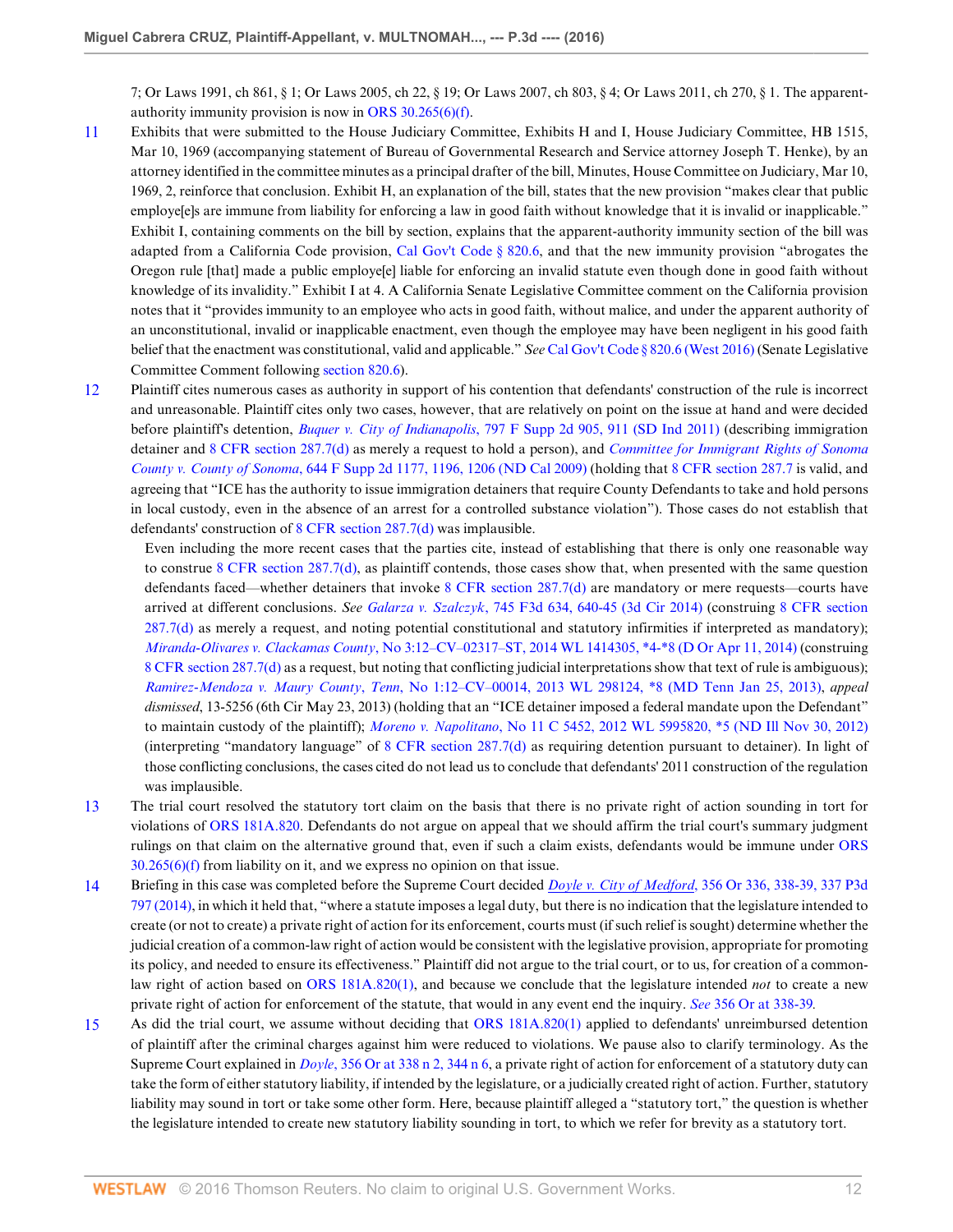7; Or Laws 1991, ch 861, § 1; Or Laws 2005, ch 22, § 19; Or Laws 2007, ch 803, § 4; Or Laws 2011, ch 270, § 1. The apparent-authority immunity provision is now in ORS 30.265(6)(f).

11 Exhibits that were submitted to the House Judiciary Committee, Exhibits H and I, House Judiciary Committee, HB 1515, Mar 10, 1969 (accompanying statement of Bureau of Governmental Research and Service attorney Joseph T. Henke), by an attorney identified in the committee minutes as a principal drafter of the bill, Minutes, House Committee on Judiciary, Mar 10, 1969, 2, reinforce that conclusion. Exhibit H, an explanation of the bill, states that the new provision "makes clear that public employ[e]s are immune from liability for enforcing a law in good faith without knowledge that it is invalid or inapplicable." Exhibit I, containing comments on the bill by section, explains that the apparent-authority immunity section of the bill was adapted from a California Code provision, Cal Gov't Code § 820.6, and that the new immunity provision "abrogates the Oregon rule [that] made a public employ[e] liable for enforcing an invalid statute even though done in good faith without knowledge of its invalidity." Exhibit I at 4. A California Senate Legislative Committee comment on the California provision notes that it "provides immunity to an employee who acts in good faith, without malice, and under the apparent authority of an unconstitutional, invalid or inapplicable enactment, even though the employee may have been negligent in his good faith belief that the enactment was constitutional, valid and applicable." *See* Cal Gov't Code § 820.6 (West 2016) (Senate Legislative Committee Comment following section 820.6).

12 Plaintiff cites numerous cases as authority in support of his contention that defendants' construction of the rule is incorrect and unreasonable. Plaintiff cites only two cases, however, that are relatively on point on the issue at hand and were decided before plaintiff's detention, *Buquer v. City of Indianapolis*, 797 F Supp 2d 905, 911 (SD Ind 2011) (describing immigration detainer and 8 CFR section 287.7(d) as merely a request to hold a person), and *Committee for Immigrant Rights of Sonoma County v. County of Sonoma*, 644 F Supp 2d 1177, 1196, 1206 (ND Cal 2009) (holding that 8 CFR section 287.7 is valid, and agreeing that "ICE has the authority to issue immigration detainers that require County Defendants to take and hold persons in local custody, even in the absence of an arrest for a controlled substance violation"). Those cases do not establish that defendants' construction of 8 CFR section 287.7(d) was implausible.

Even including the more recent cases that the parties cite, instead of establishing that there is only one reasonable way to construe 8 CFR section 287.7(d), as plaintiff contends, those cases show that, when presented with the same question defendants faced—whether detainers that invoke 8 CFR section 287.7(d) are mandatory or mere requests—courts have arrived at different conclusions. *See* *Galarza v. Szalczyk*, 745 F3d 634, 640-45 (3d Cir 2014) (construing 8 CFR section 287.7(d) as merely a request, and noting potential constitutional and statutory infirmities if interpreted as mandatory); *Miranda-Olivares v. Clackamas County*, No 3:12–CV–02317–ST, 2014 WL 1414305, *4-*8 (D Or Apr 11, 2014) (construing 8 CFR section 287.7(d) as a request, but noting that conflicting judicial interpretations show that text of rule is ambiguous); *Ramirez-Mendoza v. Maury County, Tenn*, No 1:12–CV–00014, 2013 WL 298124, *8 (MD Tenn Jan 25, 2013), *appeal dismissed*, 13-5256 (6th Cir May 23, 2013) (holding that an "ICE detainer imposed a federal mandate upon the Defendant" to maintain custody of the plaintiff); *Moreno v. Napolitano*, No 11 C 5452, 2012 WL 5995820, *5 (ND Ill Nov 30, 2012) (interpreting "mandatory language" of 8 CFR section 287.7(d) as requiring detention pursuant to detainer). In light of those conflicting conclusions, the cases cited do not lead us to conclude that defendants' 2011 construction of the regulation was implausible.

13 The trial court resolved the statutory tort claim on the basis that there is no private right of action sounding in tort for violations of ORS 181A.820. Defendants do not argue on appeal that we should affirm the trial court's summary judgment rulings on that claim on the alternative ground that, even if such a claim exists, defendants would be immune under ORS 30.265(6)(f) from liability on it, and we express no opinion on that issue.

14 Briefing in this case was completed before the Supreme Court decided *Doyle v. City of Medford*, 356 Or 336, 338-39, 337 P3d 797 (2014), in which it held that, "where a statute imposes a legal duty, but there is no indication that the legislature intended to create (or not to create) a private right of action for its enforcement, courts must (if such relief is sought) determine whether the judicial creation of a common-law right of action would be consistent with the legislative provision, appropriate for promoting its policy, and needed to ensure its effectiveness." Plaintiff did not argue to the trial court, or to us, for creation of a common-law right of action based on ORS 181A.820(1), and because we conclude that the legislature intended *not* to create a new private right of action for enforcement of the statute, that would in any event end the inquiry. *See* 356 Or at 338-39.

15 As did the trial court, we assume without deciding that ORS 181A.820(1) applied to defendants' unreimbursed detention of plaintiff after the criminal charges against him were reduced to violations. We pause also to clarify terminology. As the Supreme Court explained in *Doyle*, 356 Or at 338 n 2, 344 n 6, a private right of action for enforcement of a statutory duty can take the form of either statutory liability, if intended by the legislature, or a judicially created right of action. Further, statutory liability may sound in tort or take some other form. Here, because plaintiff alleged a "statutory tort," the question is whether the legislature intended to create new statutory liability sounding in tort, to which we refer for brevity as a statutory tort.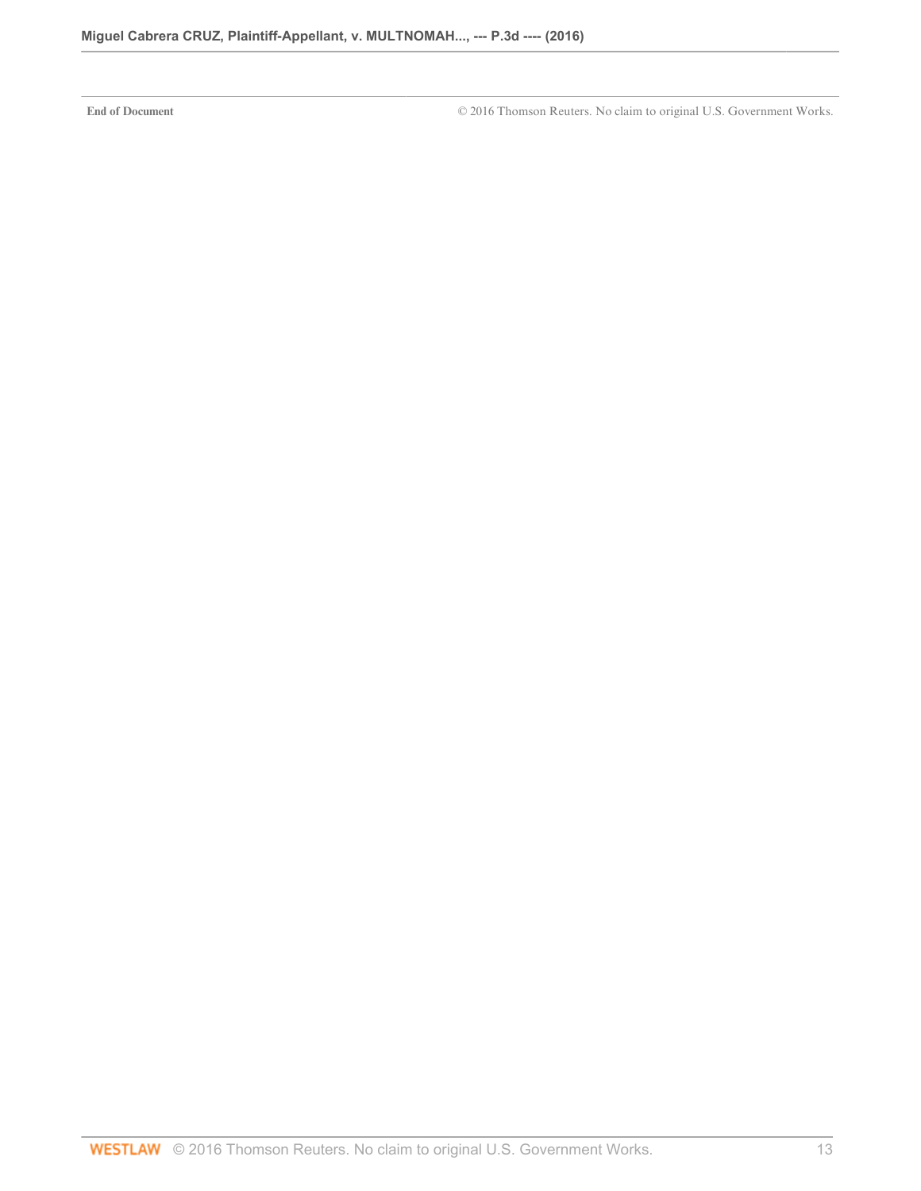End of Document © 2016 Thomson Reuters. No claim to original U.S. Government Works.